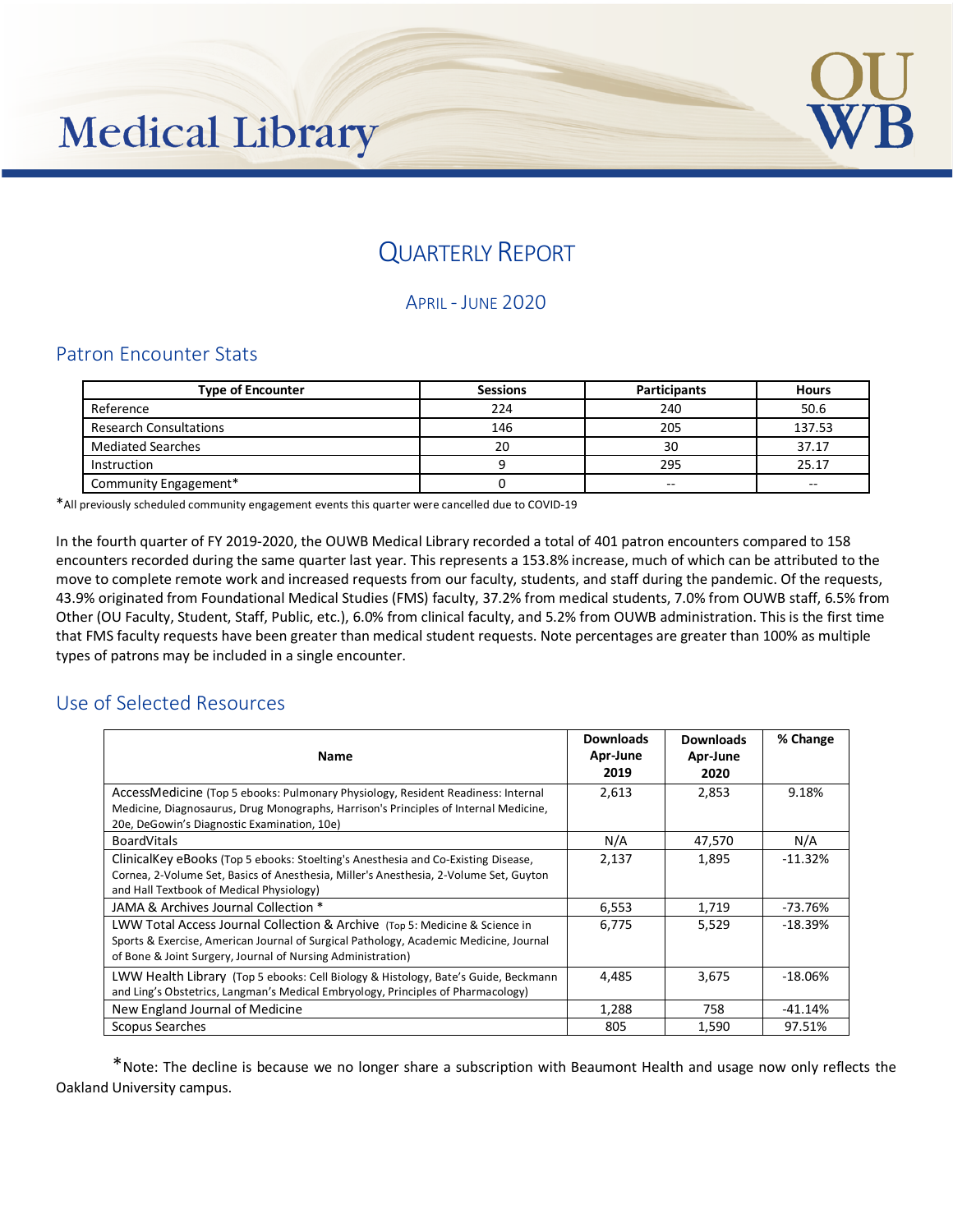# Medical Library

OUWB

## Quarterly Report

### April - June 2020

## Patron Encounter Stats

| Type of Encounter | Sessions | Participants | Hours |
| --- | --- | --- | --- |
| Reference | 224 | 240 | 50.6 |
| Research Consultations | 146 | 205 | 137.53 |
| Mediated Searches | 20 | 30 | 37.17 |
| Instruction | 9 | 295 | 25.17 |
| Community Engagement* | 0 | -- | -- |

*All previously scheduled community engagement events this quarter were cancelled due to COVID-19

In the fourth quarter of FY 2019-2020, the OUWB Medical Library recorded a total of 401 patron encounters compared to 158 encounters recorded during the same quarter last year. This represents a 153.8% increase, much of which can be attributed to the move to complete remote work and increased requests from our faculty, students, and staff during the pandemic. Of the requests, 43.9% originated from Foundational Medical Studies (FMS) faculty, 37.2% from medical students, 7.0% from OUWB staff, 6.5% from Other (OU Faculty, Student, Staff, Public, etc.), 6.0% from clinical faculty, and 5.2% from OUWB administration. This is the first time that FMS faculty requests have been greater than medical student requests. Note percentages are greater than 100% as multiple types of patrons may be included in a single encounter.

## Use of Selected Resources

| Name | Downloads Apr-June 2019 | Downloads Apr-June 2020 | % Change |
| --- | --- | --- | --- |
| AccessMedicine (Top 5 ebooks: Pulmonary Physiology, Resident Readiness: Internal Medicine, Diagnosaurus, Drug Monographs, Harrison's Principles of Internal Medicine, 20e, DeGowin's Diagnostic Examination, 10e) | 2,613 | 2,853 | 9.18% |
| BoardVitals | N/A | 47,570 | N/A |
| ClinicalKey eBooks (Top 5 ebooks: Stoelting's Anesthesia and Co-Existing Disease, Cornea, 2-Volume Set, Basics of Anesthesia, Miller's Anesthesia, 2-Volume Set, Guyton and Hall Textbook of Medical Physiology) | 2,137 | 1,895 | -11.32% |
| JAMA & Archives Journal Collection * | 6,553 | 1,719 | -73.76% |
| LWW Total Access Journal Collection & Archive (Top 5: Medicine & Science in Sports & Exercise, American Journal of Surgical Pathology, Academic Medicine, Journal of Bone & Joint Surgery, Journal of Nursing Administration) | 6,775 | 5,529 | -18.39% |
| LWW Health Library (Top 5 ebooks: Cell Biology & Histology, Bate's Guide, Beckmann and Ling's Obstetrics, Langman's Medical Embryology, Principles of Pharmacology) | 4,485 | 3,675 | -18.06% |
| New England Journal of Medicine | 1,288 | 758 | -41.14% |
| Scopus Searches | 805 | 1,590 | 97.51% |

*Note: The decline is because we no longer share a subscription with Beaumont Health and usage now only reflects the Oakland University campus.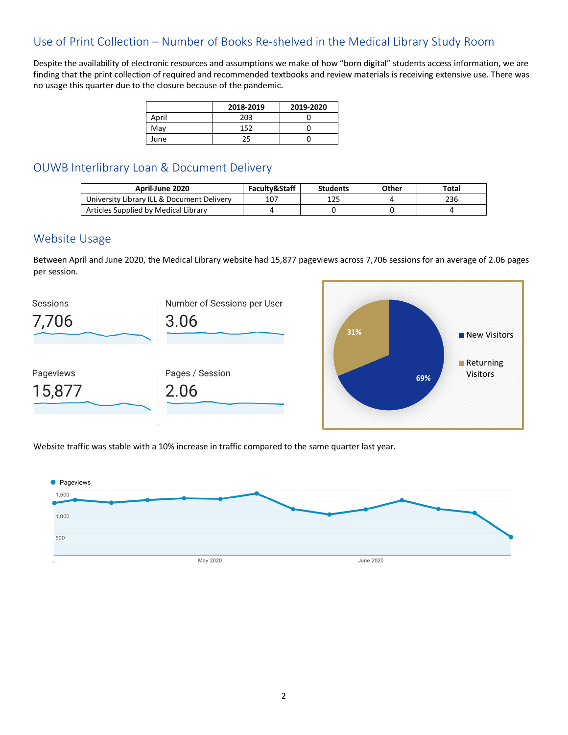## Use of Print Collection – Number of Books Re-shelved in the Medical Library Study Room

Despite the availability of electronic resources and assumptions we make of how "born digital" students access information, we are finding that the print collection of required and recommended textbooks and review materials is receiving extensive use. There was no usage this quarter due to the closure because of the pandemic.

| | 2018-2019 | 2019-2020 |
|---|---|---|
| April | 203 | 0 |
| May | 152 | 0 |
| June | 25 | 0 |

## OUWB Interlibrary Loan & Document Delivery

| April-June 2020 | Faculty&Staff | Students | Other | Total |
|---|---|---|---|---|
| University Library ILL & Document Delivery | 107 | 125 | 4 | 236 |
| Articles Supplied by Medical Library | 4 | 0 | 0 | 4 |

## Website Usage

Between April and June 2020, the Medical Library website had 15,877 pageviews across 7,706 sessions for an average of 2.06 pages per session.

Sessions
7,706

Number of Sessions per User
3.06

Pageviews
15,877

Pages / Session
2.06

31%
69%
New Visitors
Returning Visitors

Website traffic was stable with a 10% increase in traffic compared to the same quarter last year.

Pageviews
1,500
1,000
500
...
May 2020
June 2020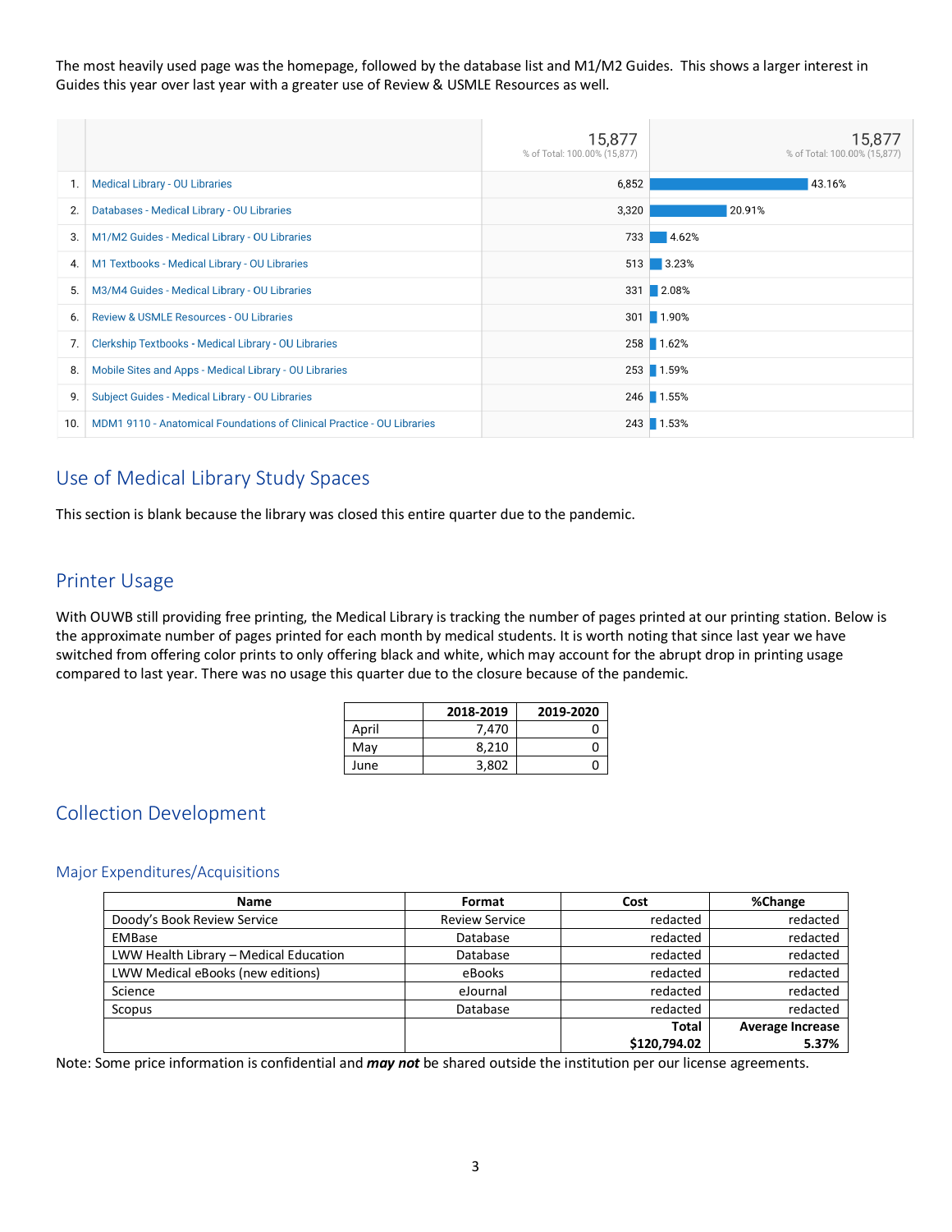The most heavily used page was the homepage, followed by the database list and M1/M2 Guides. This shows a larger interest in Guides this year over last year with a greater use of Review & USMLE Resources as well.

| | | 15,877<br>% of Total: 100.00% (15,877) | 15,877<br>% of Total: 100.00% (15,877) |
|---|---|---|---|
| 1. | Medical Library - OU Libraries | 6,852 | 43.16% |
| 2. | Databases - Medical Library - OU Libraries | 3,320 | 20.91% |
| 3. | M1/M2 Guides - Medical Library - OU Libraries | 733 | 4.62% |
| 4. | M1 Textbooks - Medical Library - OU Libraries | 513 | 3.23% |
| 5. | M3/M4 Guides - Medical Library - OU Libraries | 331 | 2.08% |
| 6. | Review & USMLE Resources - OU Libraries | 301 | 1.90% |
| 7. | Clerkship Textbooks - Medical Library - OU Libraries | 258 | 1.62% |
| 8. | Mobile Sites and Apps - Medical Library - OU Libraries | 253 | 1.59% |
| 9. | Subject Guides - Medical Library - OU Libraries | 246 | 1.55% |
| 10. | MDM1 9110 - Anatomical Foundations of Clinical Practice - OU Libraries | 243 | 1.53% |

## Use of Medical Library Study Spaces

This section is blank because the library was closed this entire quarter due to the pandemic.

## Printer Usage

With OUWB still providing free printing, the Medical Library is tracking the number of pages printed at our printing station. Below is the approximate number of pages printed for each month by medical students. It is worth noting that since last year we have switched from offering color prints to only offering black and white, which may account for the abrupt drop in printing usage compared to last year. There was no usage this quarter due to the closure because of the pandemic.

| | 2018-2019 | 2019-2020 |
|---|---|---|
| April | 7,470 | 0 |
| May | 8,210 | 0 |
| June | 3,802 | 0 |

## Collection Development

### Major Expenditures/Acquisitions

| Name | Format | Cost | %Change |
|---|---|---|---|
| Doody's Book Review Service | Review Service | redacted | redacted |
| EMBase | Database | redacted | redacted |
| LWW Health Library – Medical Education | Database | redacted | redacted |
| LWW Medical eBooks (new editions) | eBooks | redacted | redacted |
| Science | eJournal | redacted | redacted |
| Scopus | Database | redacted | redacted |
| | | **Total** **$120,794.02** | **Average Increase** **5.37%** |

Note: Some price information is confidential and ***may not*** be shared outside the institution per our license agreements.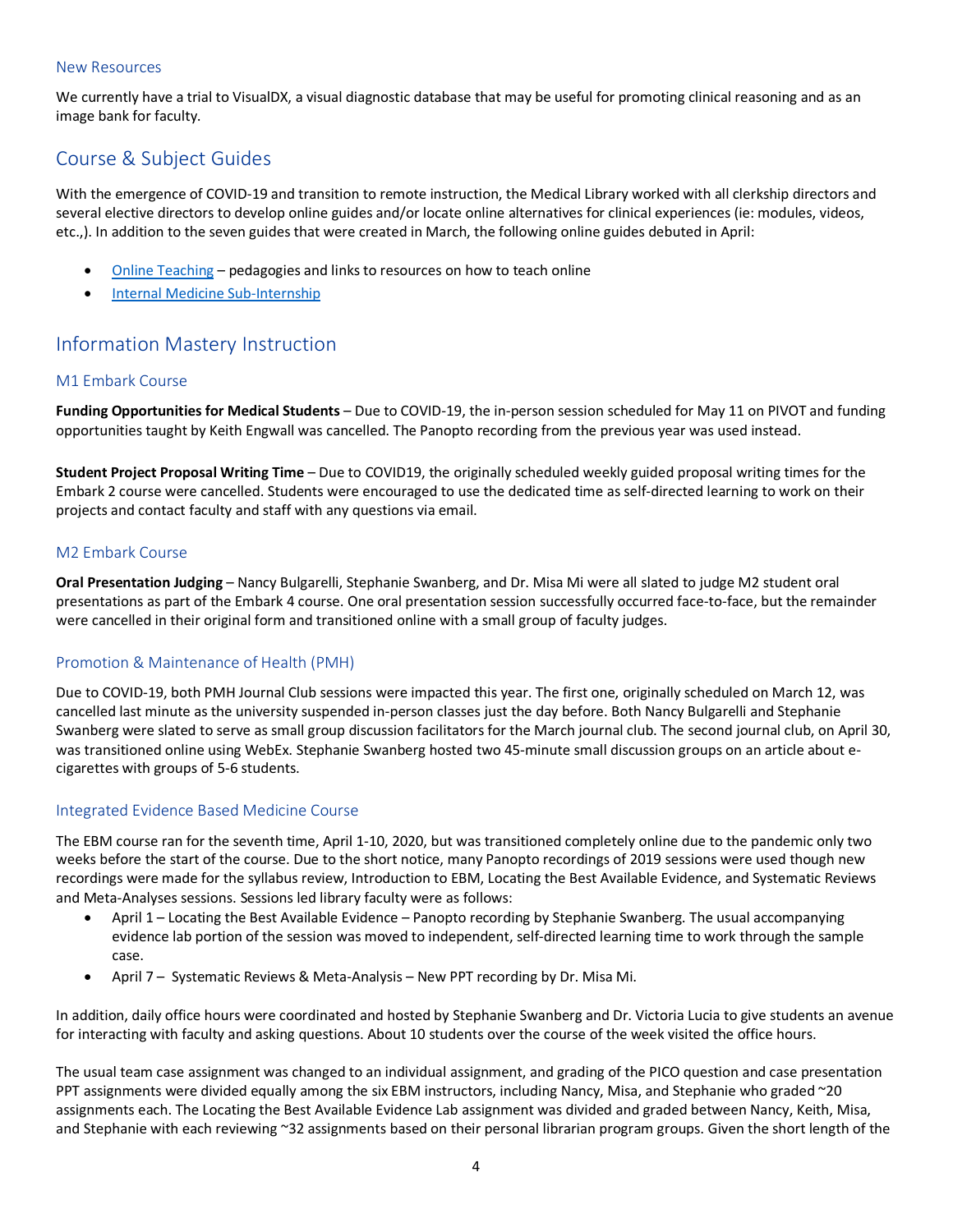### New Resources

We currently have a trial to VisualDX, a visual diagnostic database that may be useful for promoting clinical reasoning and as an image bank for faculty.

## Course & Subject Guides

With the emergence of COVID-19 and transition to remote instruction, the Medical Library worked with all clerkship directors and several elective directors to develop online guides and/or locate online alternatives for clinical experiences (ie: modules, videos, etc.,). In addition to the seven guides that were created in March, the following online guides debuted in April:

- Online Teaching – pedagogies and links to resources on how to teach online
- Internal Medicine Sub-Internship

## Information Mastery Instruction

### M1 Embark Course

**Funding Opportunities for Medical Students** – Due to COVID-19, the in-person session scheduled for May 11 on PIVOT and funding opportunities taught by Keith Engwall was cancelled. The Panopto recording from the previous year was used instead.

**Student Project Proposal Writing Time** – Due to COVID19, the originally scheduled weekly guided proposal writing times for the Embark 2 course were cancelled. Students were encouraged to use the dedicated time as self-directed learning to work on their projects and contact faculty and staff with any questions via email.

### M2 Embark Course

**Oral Presentation Judging** – Nancy Bulgarelli, Stephanie Swanberg, and Dr. Misa Mi were all slated to judge M2 student oral presentations as part of the Embark 4 course. One oral presentation session successfully occurred face-to-face, but the remainder were cancelled in their original form and transitioned online with a small group of faculty judges.

### Promotion & Maintenance of Health (PMH)

Due to COVID-19, both PMH Journal Club sessions were impacted this year. The first one, originally scheduled on March 12, was cancelled last minute as the university suspended in-person classes just the day before. Both Nancy Bulgarelli and Stephanie Swanberg were slated to serve as small group discussion facilitators for the March journal club. The second journal club, on April 30, was transitioned online using WebEx. Stephanie Swanberg hosted two 45-minute small discussion groups on an article about e-cigarettes with groups of 5-6 students.

### Integrated Evidence Based Medicine Course

The EBM course ran for the seventh time, April 1-10, 2020, but was transitioned completely online due to the pandemic only two weeks before the start of the course. Due to the short notice, many Panopto recordings of 2019 sessions were used though new recordings were made for the syllabus review, Introduction to EBM, Locating the Best Available Evidence, and Systematic Reviews and Meta-Analyses sessions. Sessions led library faculty were as follows:

- April 1 – Locating the Best Available Evidence – Panopto recording by Stephanie Swanberg. The usual accompanying evidence lab portion of the session was moved to independent, self-directed learning time to work through the sample case.
- April 7 – Systematic Reviews & Meta-Analysis – New PPT recording by Dr. Misa Mi.

In addition, daily office hours were coordinated and hosted by Stephanie Swanberg and Dr. Victoria Lucia to give students an avenue for interacting with faculty and asking questions. About 10 students over the course of the week visited the office hours.

The usual team case assignment was changed to an individual assignment, and grading of the PICO question and case presentation PPT assignments were divided equally among the six EBM instructors, including Nancy, Misa, and Stephanie who graded ~20 assignments each. The Locating the Best Available Evidence Lab assignment was divided and graded between Nancy, Keith, Misa, and Stephanie with each reviewing ~32 assignments based on their personal librarian program groups. Given the short length of the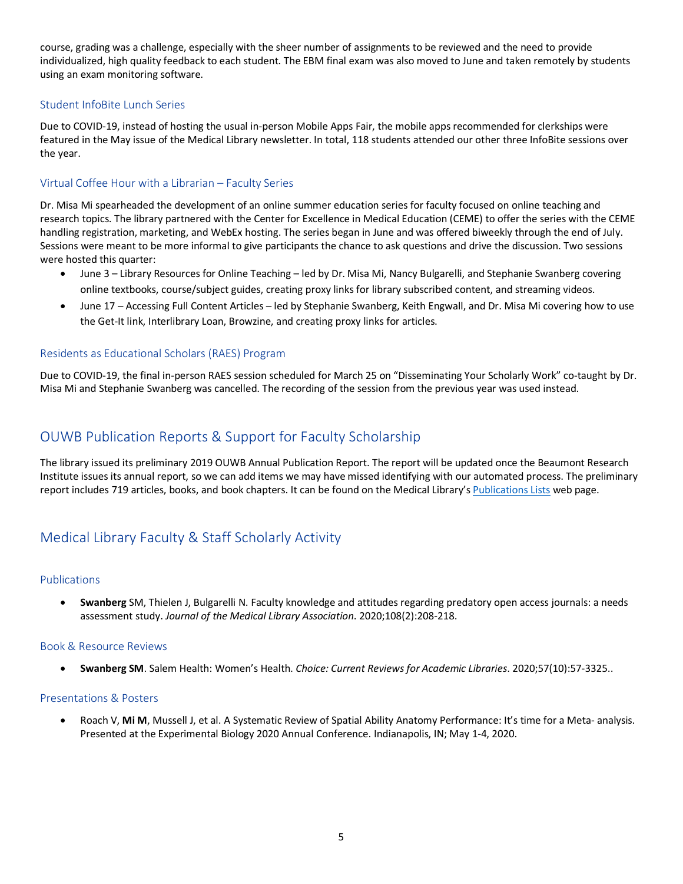course, grading was a challenge, especially with the sheer number of assignments to be reviewed and the need to provide individualized, high quality feedback to each student. The EBM final exam was also moved to June and taken remotely by students using an exam monitoring software.

### Student InfoBite Lunch Series

Due to COVID-19, instead of hosting the usual in-person Mobile Apps Fair, the mobile apps recommended for clerkships were featured in the May issue of the Medical Library newsletter. In total, 118 students attended our other three InfoBite sessions over the year.

### Virtual Coffee Hour with a Librarian – Faculty Series

Dr. Misa Mi spearheaded the development of an online summer education series for faculty focused on online teaching and research topics. The library partnered with the Center for Excellence in Medical Education (CEME) to offer the series with the CEME handling registration, marketing, and WebEx hosting. The series began in June and was offered biweekly through the end of July. Sessions were meant to be more informal to give participants the chance to ask questions and drive the discussion. Two sessions were hosted this quarter:

- June 3 – Library Resources for Online Teaching – led by Dr. Misa Mi, Nancy Bulgarelli, and Stephanie Swanberg covering online textbooks, course/subject guides, creating proxy links for library subscribed content, and streaming videos.
- June 17 – Accessing Full Content Articles – led by Stephanie Swanberg, Keith Engwall, and Dr. Misa Mi covering how to use the Get-It link, Interlibrary Loan, Browzine, and creating proxy links for articles.

### Residents as Educational Scholars (RAES) Program

Due to COVID-19, the final in-person RAES session scheduled for March 25 on "Disseminating Your Scholarly Work" co-taught by Dr. Misa Mi and Stephanie Swanberg was cancelled. The recording of the session from the previous year was used instead.

## OUWB Publication Reports & Support for Faculty Scholarship

The library issued its preliminary 2019 OUWB Annual Publication Report. The report will be updated once the Beaumont Research Institute issues its annual report, so we can add items we may have missed identifying with our automated process. The preliminary report includes 719 articles, books, and book chapters. It can be found on the Medical Library's Publications Lists web page.

## Medical Library Faculty & Staff Scholarly Activity

### Publications

- **Swanberg** SM, Thielen J, Bulgarelli N. Faculty knowledge and attitudes regarding predatory open access journals: a needs assessment study. *Journal of the Medical Library Association*. 2020;108(2):208-218.

### Book & Resource Reviews

- **Swanberg SM**. Salem Health: Women's Health. *Choice: Current Reviews for Academic Libraries*. 2020;57(10):57-3325..

### Presentations & Posters

- Roach V, **Mi M**, Mussell J, et al. A Systematic Review of Spatial Ability Anatomy Performance: It's time for a Meta- analysis. Presented at the Experimental Biology 2020 Annual Conference. Indianapolis, IN; May 1-4, 2020.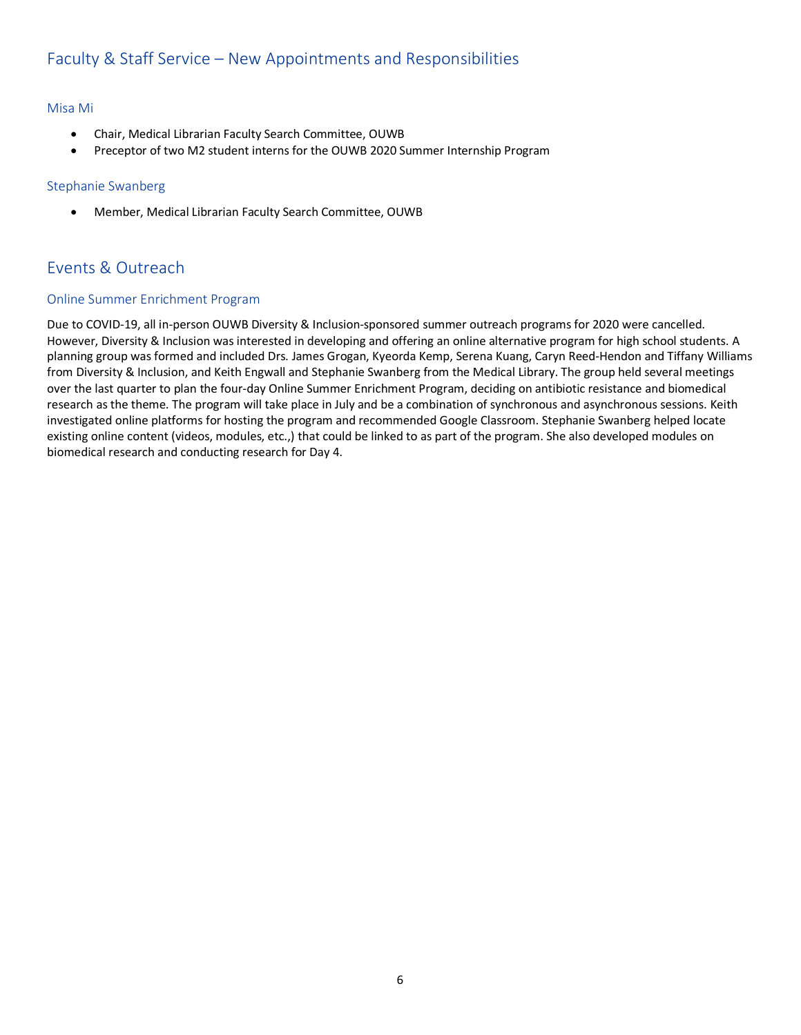## Faculty & Staff Service – New Appointments and Responsibilities

### Misa Mi

- Chair, Medical Librarian Faculty Search Committee, OUWB
- Preceptor of two M2 student interns for the OUWB 2020 Summer Internship Program

### Stephanie Swanberg

- Member, Medical Librarian Faculty Search Committee, OUWB

## Events & Outreach

### Online Summer Enrichment Program

Due to COVID-19, all in-person OUWB Diversity & Inclusion-sponsored summer outreach programs for 2020 were cancelled. However, Diversity & Inclusion was interested in developing and offering an online alternative program for high school students. A planning group was formed and included Drs. James Grogan, Kyeorda Kemp, Serena Kuang, Caryn Reed-Hendon and Tiffany Williams from Diversity & Inclusion, and Keith Engwall and Stephanie Swanberg from the Medical Library. The group held several meetings over the last quarter to plan the four-day Online Summer Enrichment Program, deciding on antibiotic resistance and biomedical research as the theme. The program will take place in July and be a combination of synchronous and asynchronous sessions. Keith investigated online platforms for hosting the program and recommended Google Classroom. Stephanie Swanberg helped locate existing online content (videos, modules, etc.,) that could be linked to as part of the program. She also developed modules on biomedical research and conducting research for Day 4.